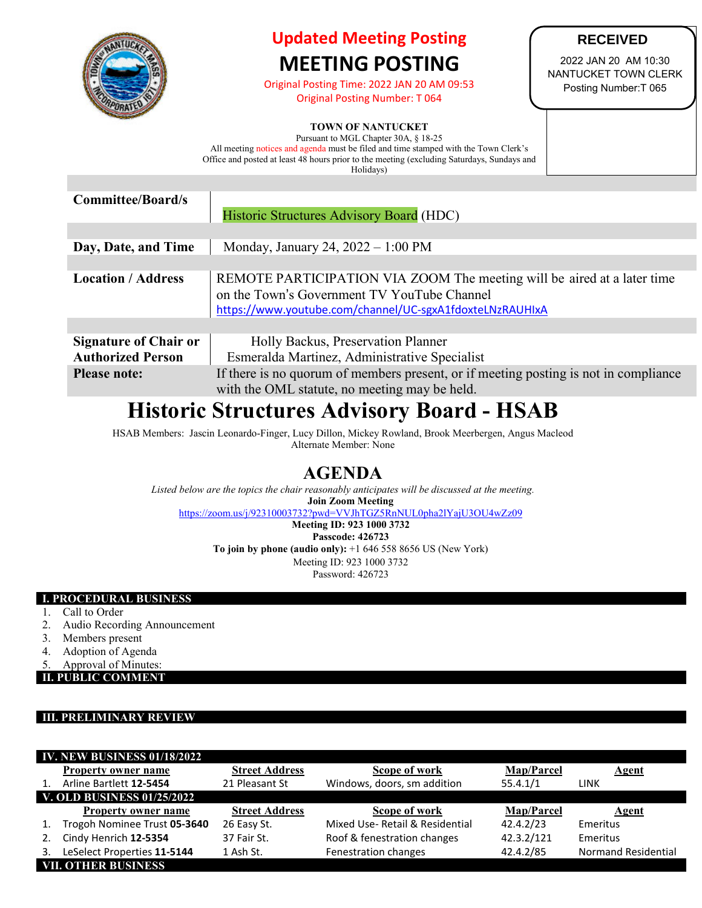**Updated Meeting Posting**

# MEETING POSTING

Original Posting Time: 2022 JAN 20 AM 09:53
Original Posting Number: T 064

**RECEIVED**
2022 JAN 20 AM 10:30
NANTUCKET TOWN CLERK
Posting Number:T 065

**TOWN OF NANTUCKET**
Pursuant to MGL Chapter 30A, § 18-25
All meeting notices and agenda must be filed and time stamped with the Town Clerk's Office and posted at least 48 hours prior to the meeting (excluding Saturdays, Sundays and Holidays)

| | |
|---|---|
| **Committee/Board/s** | Historic Structures Advisory Board (HDC) |
| **Day, Date, and Time** | Monday, January 24, 2022 – 1:00 PM |
| **Location / Address** | REMOTE PARTICIPATION VIA ZOOM The meeting will be aired at a later time on the Town's Government TV YouTube Channel https://www.youtube.com/channel/UC-sgxA1fdoxteLNzRAUHIxA |
| **Signature of Chair or Authorized Person** | Holly Backus, Preservation Planner<br>Esmeralda Martinez, Administrative Specialist |
| **Please note:** | If there is no quorum of members present, or if meeting posting is not in compliance with the OML statute, no meeting may be held. |

# Historic Structures Advisory Board - HSAB

HSAB Members: Jascin Leonardo-Finger, Lucy Dillon, Mickey Rowland, Brook Meerbergen, Angus Macleod
Alternate Member: None

## AGENDA

*Listed below are the topics the chair reasonably anticipates will be discussed at the meeting.*

**Join Zoom Meeting**
https://zoom.us/j/92310003732?pwd=VVJhTGZ5RnNUL0pha2lYajU3OU4wZz09
**Meeting ID: 923 1000 3732**
**Passcode: 426723**
**To join by phone (audio only):** +1 646 558 8656 US (New York)
Meeting ID: 923 1000 3732
Password: 426723

**I. PROCEDURAL BUSINESS**

1. Call to Order
2. Audio Recording Announcement
3. Members present
4. Adoption of Agenda
5. Approval of Minutes:

**II. PUBLIC COMMENT**

**III. PRELIMINARY REVIEW**

**IV. NEW BUSINESS 01/18/2022**

| | Property owner name | Street Address | Scope of work | Map/Parcel | Agent |
|---|---|---|---|---|---|
| 1. | Arline Bartlett **12-5454** | 21 Pleasant St | Windows, doors, sm addition | 55.4.1/1 | LINK |

**V. OLD BUSINESS 01/25/2022**

| | Property owner name | Street Address | Scope of work | Map/Parcel | Agent |
|---|---|---|---|---|---|
| 1. | Trogoh Nominee Trust **05-3640** | 26 Easy St. | Mixed Use- Retail & Residential | 42.4.2/23 | Emeritus |
| 2. | Cindy Henrich **12-5354** | 37 Fair St. | Roof & fenestration changes | 42.3.2/121 | Emeritus |
| 3. | LeSelect Properties **11-5144** | 1 Ash St. | Fenestration changes | 42.4.2/85 | Normand Residential |

**VII. OTHER BUSINESS**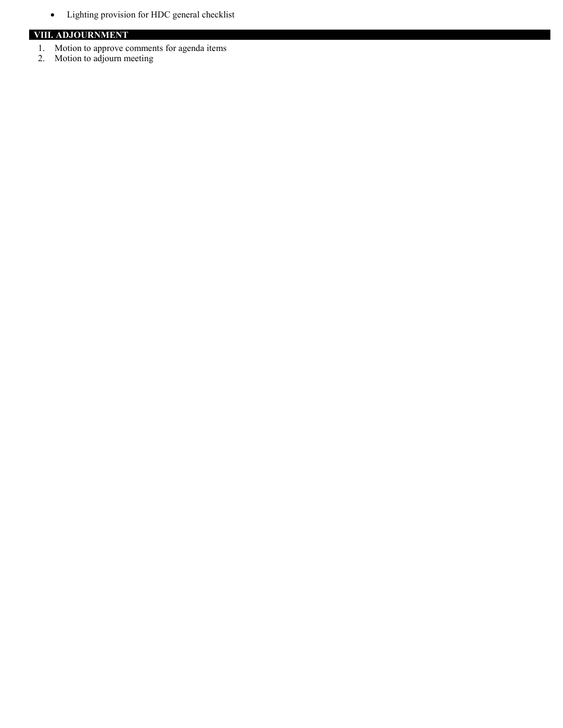- Lighting provision for HDC general checklist

## VIII. ADJOURNMENT

1. Motion to approve comments for agenda items
2. Motion to adjourn meeting